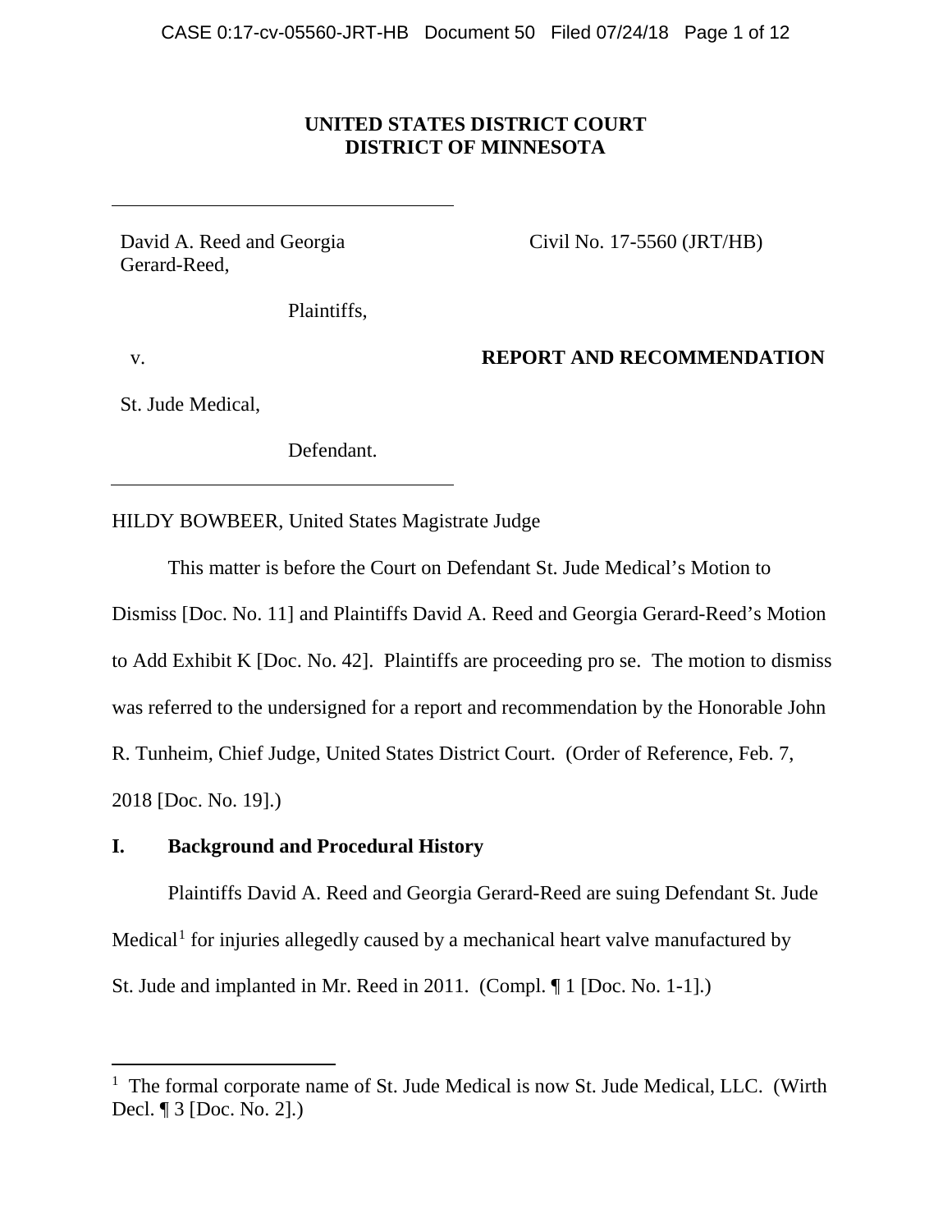**UNITED STATES DISTRICT COURT**
**DISTRICT OF MINNESOTA**

| | |
|---|---|
| David A. Reed and Georgia Gerard-Reed, | Civil No. 17-5560 (JRT/HB) |
| Plaintiffs, | |
| v. | **REPORT AND RECOMMENDATION** |
| St. Jude Medical, | |
| Defendant. | |

HILDY BOWBEER, United States Magistrate Judge

This matter is before the Court on Defendant St. Jude Medical's Motion to Dismiss [Doc. No. 11] and Plaintiffs David A. Reed and Georgia Gerard-Reed's Motion to Add Exhibit K [Doc. No. 42]. Plaintiffs are proceeding pro se. The motion to dismiss was referred to the undersigned for a report and recommendation by the Honorable John R. Tunheim, Chief Judge, United States District Court. (Order of Reference, Feb. 7, 2018 [Doc. No. 19].)

## I. Background and Procedural History

Plaintiffs David A. Reed and Georgia Gerard-Reed are suing Defendant St. Jude Medical[1] for injuries allegedly caused by a mechanical heart valve manufactured by St. Jude and implanted in Mr. Reed in 2011. (Compl. ¶ 1 [Doc. No. 1-1].)

[1] The formal corporate name of St. Jude Medical is now St. Jude Medical, LLC. (Wirth Decl. ¶ 3 [Doc. No. 2].)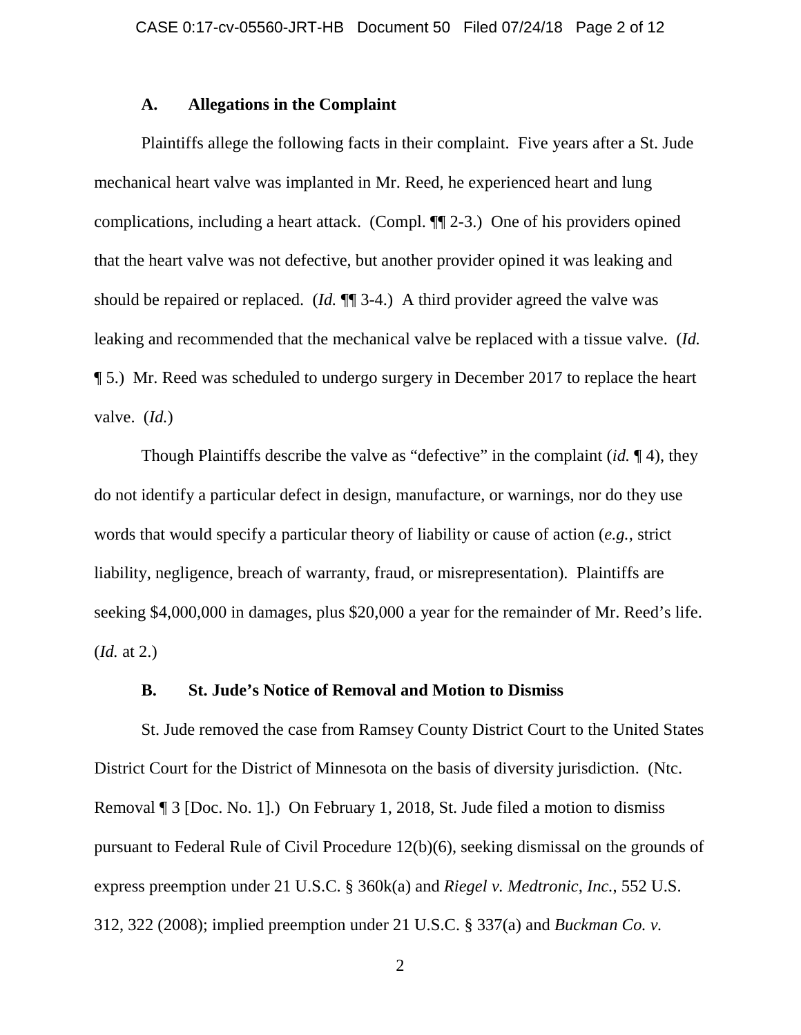### A. Allegations in the Complaint

Plaintiffs allege the following facts in their complaint. Five years after a St. Jude mechanical heart valve was implanted in Mr. Reed, he experienced heart and lung complications, including a heart attack. (Compl. ¶¶ 2-3.) One of his providers opined that the heart valve was not defective, but another provider opined it was leaking and should be repaired or replaced. (*Id.* ¶¶ 3-4.) A third provider agreed the valve was leaking and recommended that the mechanical valve be replaced with a tissue valve. (*Id.* ¶ 5.) Mr. Reed was scheduled to undergo surgery in December 2017 to replace the heart valve. (*Id.*)

Though Plaintiffs describe the valve as "defective" in the complaint (*id.* ¶ 4), they do not identify a particular defect in design, manufacture, or warnings, nor do they use words that would specify a particular theory of liability or cause of action (*e.g.*, strict liability, negligence, breach of warranty, fraud, or misrepresentation). Plaintiffs are seeking $4,000,000 in damages, plus $20,000 a year for the remainder of Mr. Reed's life. (*Id.* at 2.)

### B. St. Jude's Notice of Removal and Motion to Dismiss

St. Jude removed the case from Ramsey County District Court to the United States District Court for the District of Minnesota on the basis of diversity jurisdiction. (Ntc. Removal ¶ 3 [Doc. No. 1].) On February 1, 2018, St. Jude filed a motion to dismiss pursuant to Federal Rule of Civil Procedure 12(b)(6), seeking dismissal on the grounds of express preemption under 21 U.S.C. § 360k(a) and *Riegel v. Medtronic, Inc.*, 552 U.S. 312, 322 (2008); implied preemption under 21 U.S.C. § 337(a) and *Buckman Co. v.*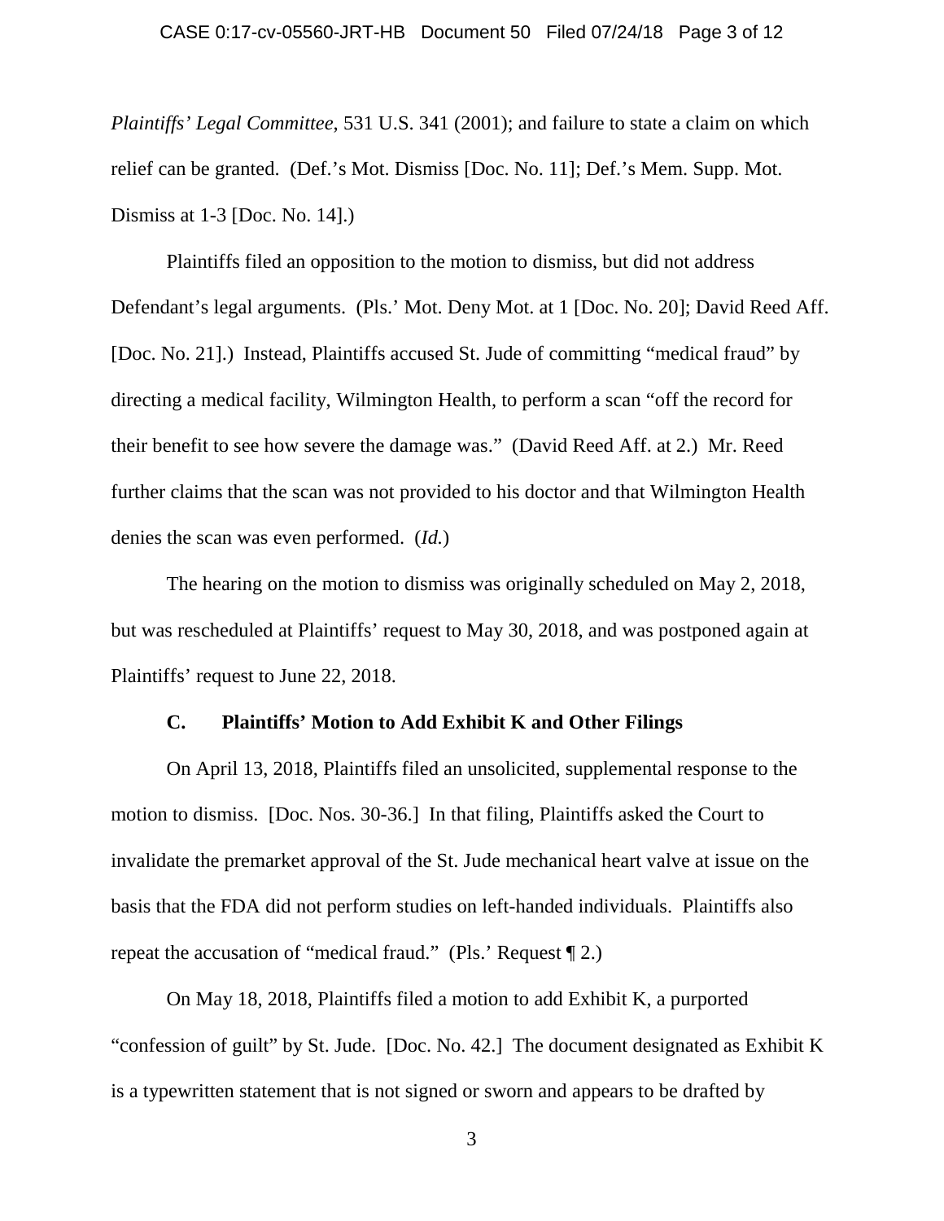*Plaintiffs' Legal Committee*, 531 U.S. 341 (2001); and failure to state a claim on which relief can be granted. (Def.'s Mot. Dismiss [Doc. No. 11]; Def.'s Mem. Supp. Mot. Dismiss at 1-3 [Doc. No. 14].)

Plaintiffs filed an opposition to the motion to dismiss, but did not address Defendant's legal arguments. (Pls.' Mot. Deny Mot. at 1 [Doc. No. 20]; David Reed Aff. [Doc. No. 21].) Instead, Plaintiffs accused St. Jude of committing "medical fraud" by directing a medical facility, Wilmington Health, to perform a scan "off the record for their benefit to see how severe the damage was." (David Reed Aff. at 2.) Mr. Reed further claims that the scan was not provided to his doctor and that Wilmington Health denies the scan was even performed. (*Id.*)

The hearing on the motion to dismiss was originally scheduled on May 2, 2018, but was rescheduled at Plaintiffs' request to May 30, 2018, and was postponed again at Plaintiffs' request to June 22, 2018.

### C. Plaintiffs' Motion to Add Exhibit K and Other Filings

On April 13, 2018, Plaintiffs filed an unsolicited, supplemental response to the motion to dismiss. [Doc. Nos. 30-36.] In that filing, Plaintiffs asked the Court to invalidate the premarket approval of the St. Jude mechanical heart valve at issue on the basis that the FDA did not perform studies on left-handed individuals. Plaintiffs also repeat the accusation of "medical fraud." (Pls.' Request ¶ 2.)

On May 18, 2018, Plaintiffs filed a motion to add Exhibit K, a purported "confession of guilt" by St. Jude. [Doc. No. 42.] The document designated as Exhibit K is a typewritten statement that is not signed or sworn and appears to be drafted by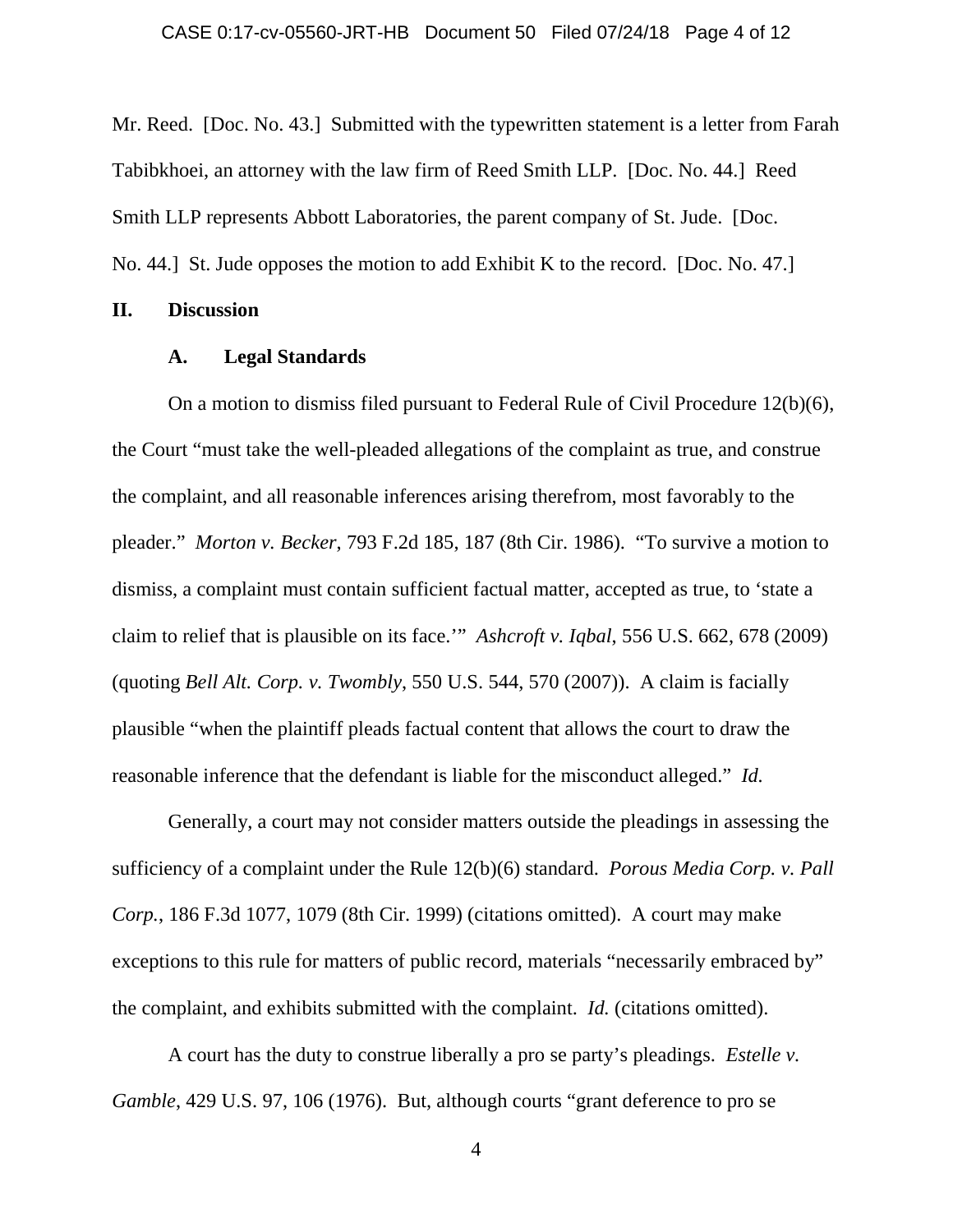Mr. Reed. [Doc. No. 43.] Submitted with the typewritten statement is a letter from Farah Tabibkhoei, an attorney with the law firm of Reed Smith LLP. [Doc. No. 44.] Reed Smith LLP represents Abbott Laboratories, the parent company of St. Jude. [Doc. No. 44.] St. Jude opposes the motion to add Exhibit K to the record. [Doc. No. 47.]

## II. Discussion

### A. Legal Standards

On a motion to dismiss filed pursuant to Federal Rule of Civil Procedure 12(b)(6), the Court "must take the well-pleaded allegations of the complaint as true, and construe the complaint, and all reasonable inferences arising therefrom, most favorably to the pleader." *Morton v. Becker*, 793 F.2d 185, 187 (8th Cir. 1986). "To survive a motion to dismiss, a complaint must contain sufficient factual matter, accepted as true, to 'state a claim to relief that is plausible on its face.'" *Ashcroft v. Iqbal*, 556 U.S. 662, 678 (2009) (quoting *Bell Alt. Corp. v. Twombly*, 550 U.S. 544, 570 (2007)). A claim is facially plausible "when the plaintiff pleads factual content that allows the court to draw the reasonable inference that the defendant is liable for the misconduct alleged." *Id.*

Generally, a court may not consider matters outside the pleadings in assessing the sufficiency of a complaint under the Rule 12(b)(6) standard. *Porous Media Corp. v. Pall Corp.*, 186 F.3d 1077, 1079 (8th Cir. 1999) (citations omitted). A court may make exceptions to this rule for matters of public record, materials "necessarily embraced by" the complaint, and exhibits submitted with the complaint. *Id.* (citations omitted).

A court has the duty to construe liberally a pro se party's pleadings. *Estelle v. Gamble*, 429 U.S. 97, 106 (1976). But, although courts "grant deference to pro se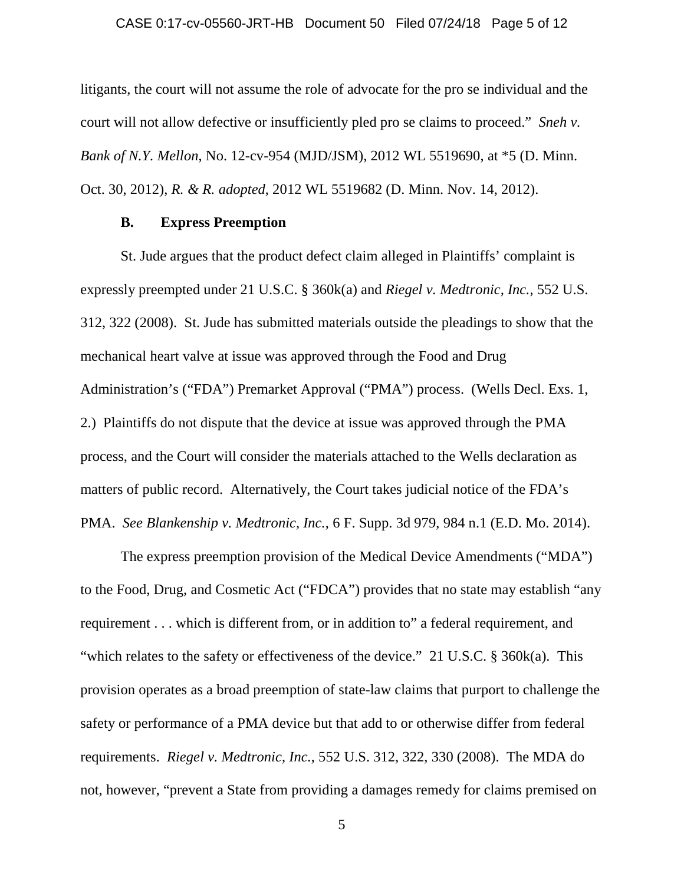litigants, the court will not assume the role of advocate for the pro se individual and the court will not allow defective or insufficiently pled pro se claims to proceed." *Sneh v. Bank of N.Y. Mellon*, No. 12-cv-954 (MJD/JSM), 2012 WL 5519690, at *5 (D. Minn. Oct. 30, 2012), *R. & R. adopted*, 2012 WL 5519682 (D. Minn. Nov. 14, 2012).

### B. Express Preemption

St. Jude argues that the product defect claim alleged in Plaintiffs' complaint is expressly preempted under 21 U.S.C. § 360k(a) and *Riegel v. Medtronic, Inc.*, 552 U.S. 312, 322 (2008). St. Jude has submitted materials outside the pleadings to show that the mechanical heart valve at issue was approved through the Food and Drug Administration's ("FDA") Premarket Approval ("PMA") process. (Wells Decl. Exs. 1, 2.) Plaintiffs do not dispute that the device at issue was approved through the PMA process, and the Court will consider the materials attached to the Wells declaration as matters of public record. Alternatively, the Court takes judicial notice of the FDA's PMA. *See Blankenship v. Medtronic, Inc.*, 6 F. Supp. 3d 979, 984 n.1 (E.D. Mo. 2014).

The express preemption provision of the Medical Device Amendments ("MDA") to the Food, Drug, and Cosmetic Act ("FDCA") provides that no state may establish "any requirement . . . which is different from, or in addition to" a federal requirement, and "which relates to the safety or effectiveness of the device." 21 U.S.C. § 360k(a). This provision operates as a broad preemption of state-law claims that purport to challenge the safety or performance of a PMA device but that add to or otherwise differ from federal requirements. *Riegel v. Medtronic, Inc.*, 552 U.S. 312, 322, 330 (2008). The MDA do not, however, "prevent a State from providing a damages remedy for claims premised on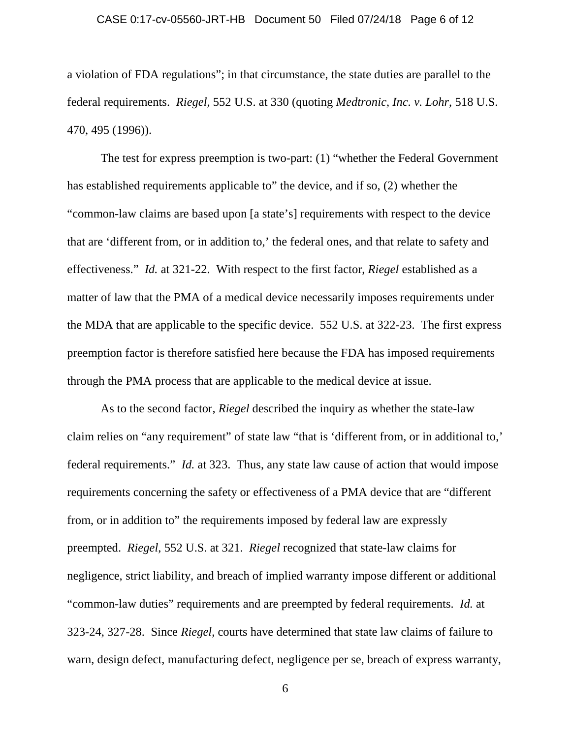a violation of FDA regulations"; in that circumstance, the state duties are parallel to the federal requirements. *Riegel*, 552 U.S. at 330 (quoting *Medtronic, Inc. v. Lohr*, 518 U.S. 470, 495 (1996)).

The test for express preemption is two-part: (1) "whether the Federal Government has established requirements applicable to" the device, and if so, (2) whether the "common-law claims are based upon [a state's] requirements with respect to the device that are 'different from, or in addition to,' the federal ones, and that relate to safety and effectiveness." *Id.* at 321-22. With respect to the first factor, *Riegel* established as a matter of law that the PMA of a medical device necessarily imposes requirements under the MDA that are applicable to the specific device. 552 U.S. at 322-23. The first express preemption factor is therefore satisfied here because the FDA has imposed requirements through the PMA process that are applicable to the medical device at issue.

As to the second factor, *Riegel* described the inquiry as whether the state-law claim relies on "any requirement" of state law "that is 'different from, or in additional to,' federal requirements." *Id.* at 323. Thus, any state law cause of action that would impose requirements concerning the safety or effectiveness of a PMA device that are "different from, or in addition to" the requirements imposed by federal law are expressly preempted. *Riegel*, 552 U.S. at 321. *Riegel* recognized that state-law claims for negligence, strict liability, and breach of implied warranty impose different or additional "common-law duties" requirements and are preempted by federal requirements. *Id.* at 323-24, 327-28. Since *Riegel*, courts have determined that state law claims of failure to warn, design defect, manufacturing defect, negligence per se, breach of express warranty,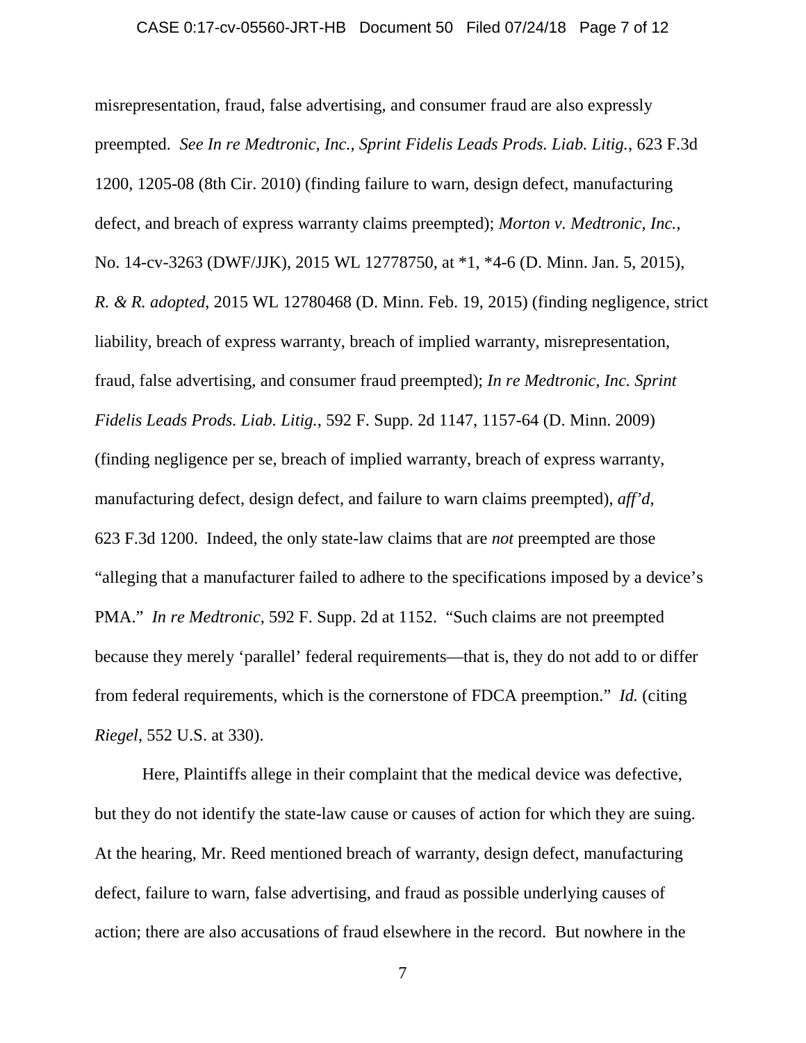misrepresentation, fraud, false advertising, and consumer fraud are also expressly preempted. *See In re Medtronic, Inc., Sprint Fidelis Leads Prods. Liab. Litig.*, 623 F.3d 1200, 1205-08 (8th Cir. 2010) (finding failure to warn, design defect, manufacturing defect, and breach of express warranty claims preempted); *Morton v. Medtronic, Inc.*, No. 14-cv-3263 (DWF/JJK), 2015 WL 12778750, at *1, *4-6 (D. Minn. Jan. 5, 2015), *R. & R. adopted*, 2015 WL 12780468 (D. Minn. Feb. 19, 2015) (finding negligence, strict liability, breach of express warranty, breach of implied warranty, misrepresentation, fraud, false advertising, and consumer fraud preempted); *In re Medtronic, Inc. Sprint Fidelis Leads Prods. Liab. Litig.*, 592 F. Supp. 2d 1147, 1157-64 (D. Minn. 2009) (finding negligence per se, breach of implied warranty, breach of express warranty, manufacturing defect, design defect, and failure to warn claims preempted), *aff'd*, 623 F.3d 1200. Indeed, the only state-law claims that are *not* preempted are those "alleging that a manufacturer failed to adhere to the specifications imposed by a device's PMA." *In re Medtronic*, 592 F. Supp. 2d at 1152. "Such claims are not preempted because they merely 'parallel' federal requirements—that is, they do not add to or differ from federal requirements, which is the cornerstone of FDCA preemption." *Id.* (citing *Riegel*, 552 U.S. at 330).

Here, Plaintiffs allege in their complaint that the medical device was defective, but they do not identify the state-law cause or causes of action for which they are suing. At the hearing, Mr. Reed mentioned breach of warranty, design defect, manufacturing defect, failure to warn, false advertising, and fraud as possible underlying causes of action; there are also accusations of fraud elsewhere in the record. But nowhere in the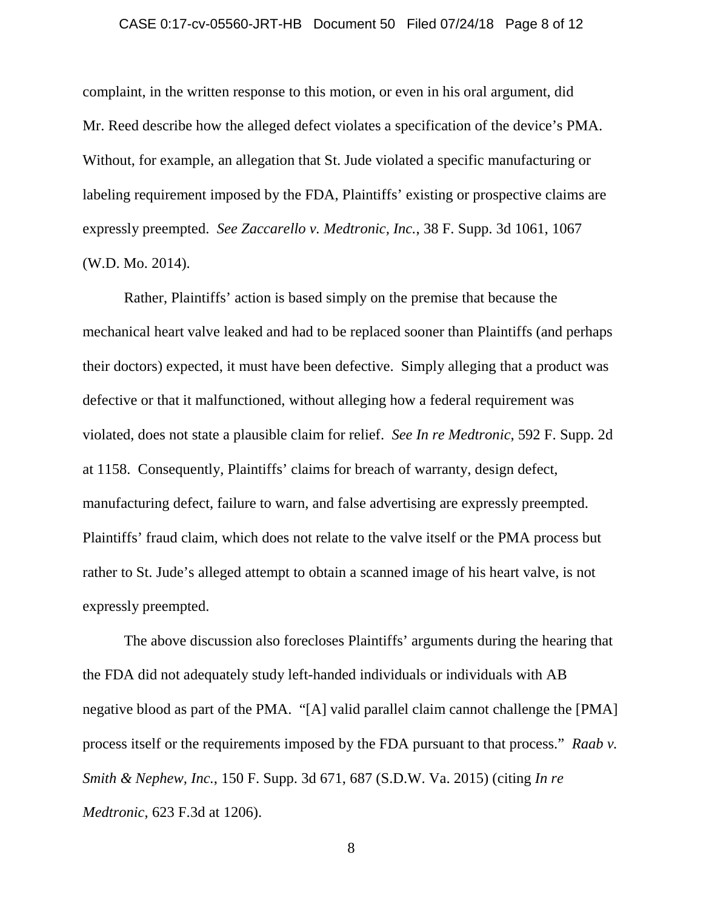complaint, in the written response to this motion, or even in his oral argument, did Mr. Reed describe how the alleged defect violates a specification of the device's PMA. Without, for example, an allegation that St. Jude violated a specific manufacturing or labeling requirement imposed by the FDA, Plaintiffs' existing or prospective claims are expressly preempted. *See Zaccarello v. Medtronic, Inc.*, 38 F. Supp. 3d 1061, 1067 (W.D. Mo. 2014).

Rather, Plaintiffs' action is based simply on the premise that because the mechanical heart valve leaked and had to be replaced sooner than Plaintiffs (and perhaps their doctors) expected, it must have been defective. Simply alleging that a product was defective or that it malfunctioned, without alleging how a federal requirement was violated, does not state a plausible claim for relief. *See In re Medtronic*, 592 F. Supp. 2d at 1158. Consequently, Plaintiffs' claims for breach of warranty, design defect, manufacturing defect, failure to warn, and false advertising are expressly preempted. Plaintiffs' fraud claim, which does not relate to the valve itself or the PMA process but rather to St. Jude's alleged attempt to obtain a scanned image of his heart valve, is not expressly preempted.

The above discussion also forecloses Plaintiffs' arguments during the hearing that the FDA did not adequately study left-handed individuals or individuals with AB negative blood as part of the PMA. "[A] valid parallel claim cannot challenge the [PMA] process itself or the requirements imposed by the FDA pursuant to that process." *Raab v. Smith & Nephew, Inc.*, 150 F. Supp. 3d 671, 687 (S.D.W. Va. 2015) (citing *In re Medtronic*, 623 F.3d at 1206).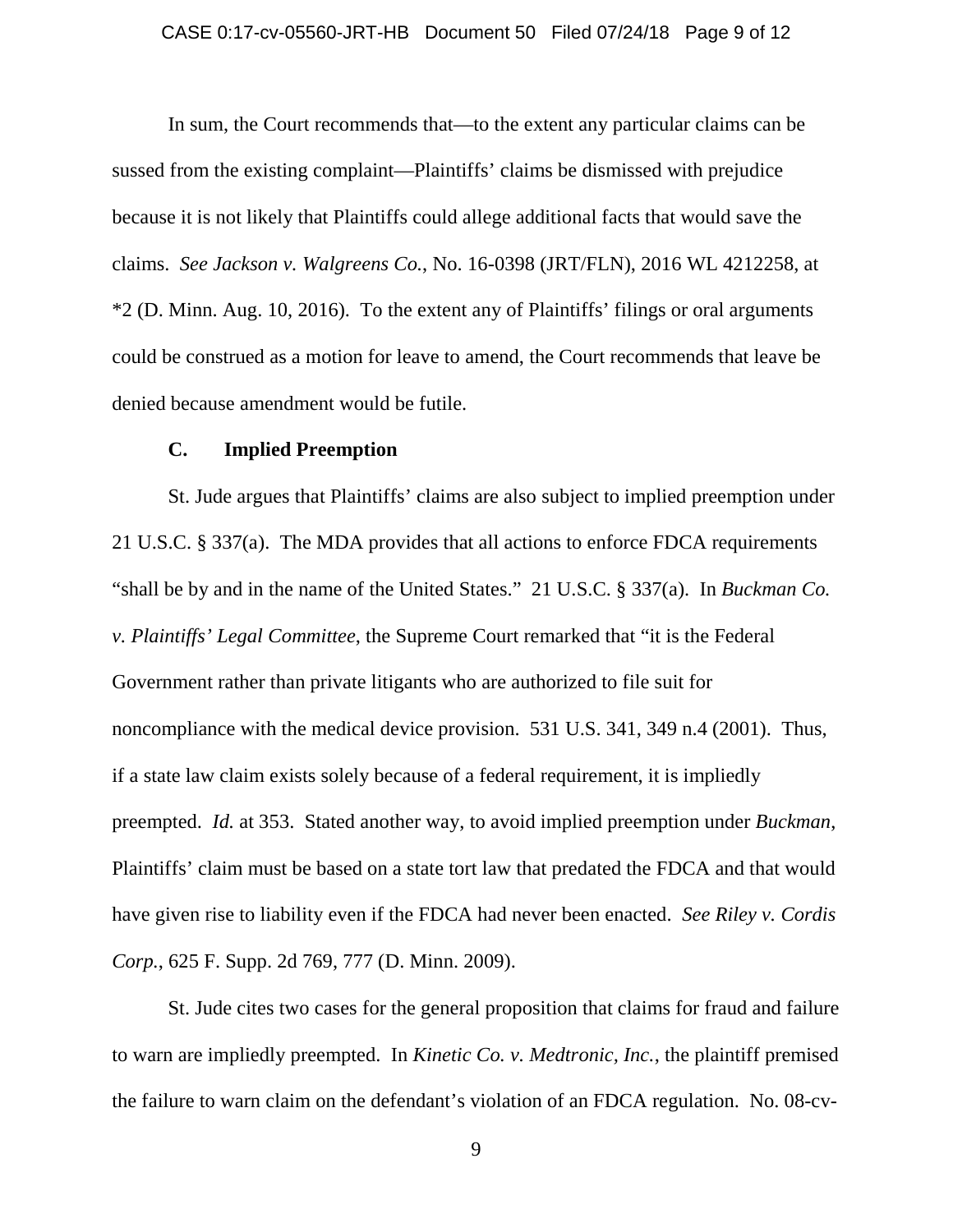In sum, the Court recommends that—to the extent any particular claims can be sussed from the existing complaint—Plaintiffs' claims be dismissed with prejudice because it is not likely that Plaintiffs could allege additional facts that would save the claims. *See Jackson v. Walgreens Co.*, No. 16-0398 (JRT/FLN), 2016 WL 4212258, at *2 (D. Minn. Aug. 10, 2016). To the extent any of Plaintiffs' filings or oral arguments could be construed as a motion for leave to amend, the Court recommends that leave be denied because amendment would be futile.

### C. Implied Preemption

St. Jude argues that Plaintiffs' claims are also subject to implied preemption under 21 U.S.C. § 337(a). The MDA provides that all actions to enforce FDCA requirements "shall be by and in the name of the United States." 21 U.S.C. § 337(a). In *Buckman Co. v. Plaintiffs' Legal Committee*, the Supreme Court remarked that "it is the Federal Government rather than private litigants who are authorized to file suit for noncompliance with the medical device provision. 531 U.S. 341, 349 n.4 (2001). Thus, if a state law claim exists solely because of a federal requirement, it is impliedly preempted. *Id.* at 353. Stated another way, to avoid implied preemption under *Buckman*, Plaintiffs' claim must be based on a state tort law that predated the FDCA and that would have given rise to liability even if the FDCA had never been enacted. *See Riley v. Cordis Corp.*, 625 F. Supp. 2d 769, 777 (D. Minn. 2009).

St. Jude cites two cases for the general proposition that claims for fraud and failure to warn are impliedly preempted. In *Kinetic Co. v. Medtronic, Inc.*, the plaintiff premised the failure to warn claim on the defendant's violation of an FDCA regulation. No. 08-cv-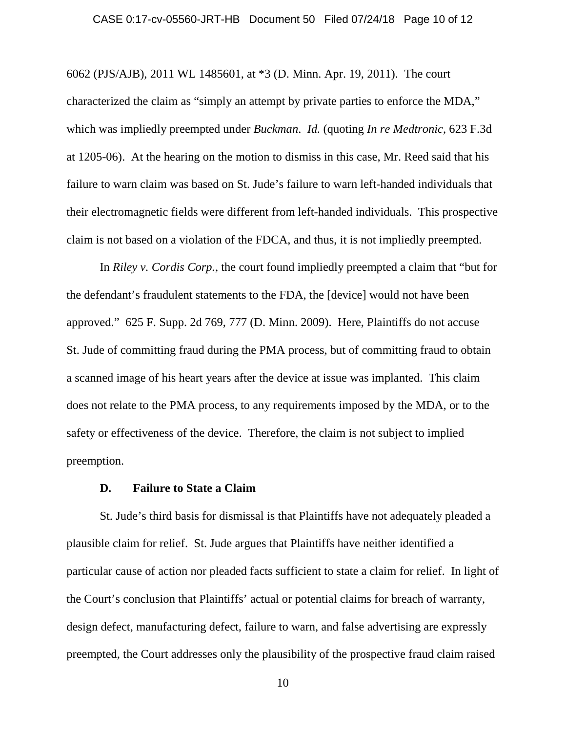6062 (PJS/AJB), 2011 WL 1485601, at *3 (D. Minn. Apr. 19, 2011). The court characterized the claim as "simply an attempt by private parties to enforce the MDA," which was impliedly preempted under *Buckman*. *Id.* (quoting *In re Medtronic*, 623 F.3d at 1205-06). At the hearing on the motion to dismiss in this case, Mr. Reed said that his failure to warn claim was based on St. Jude's failure to warn left-handed individuals that their electromagnetic fields were different from left-handed individuals. This prospective claim is not based on a violation of the FDCA, and thus, it is not impliedly preempted.

In *Riley v. Cordis Corp.*, the court found impliedly preempted a claim that "but for the defendant's fraudulent statements to the FDA, the [device] would not have been approved." 625 F. Supp. 2d 769, 777 (D. Minn. 2009). Here, Plaintiffs do not accuse St. Jude of committing fraud during the PMA process, but of committing fraud to obtain a scanned image of his heart years after the device at issue was implanted. This claim does not relate to the PMA process, to any requirements imposed by the MDA, or to the safety or effectiveness of the device. Therefore, the claim is not subject to implied preemption.

### D. Failure to State a Claim

St. Jude's third basis for dismissal is that Plaintiffs have not adequately pleaded a plausible claim for relief. St. Jude argues that Plaintiffs have neither identified a particular cause of action nor pleaded facts sufficient to state a claim for relief. In light of the Court's conclusion that Plaintiffs' actual or potential claims for breach of warranty, design defect, manufacturing defect, failure to warn, and false advertising are expressly preempted, the Court addresses only the plausibility of the prospective fraud claim raised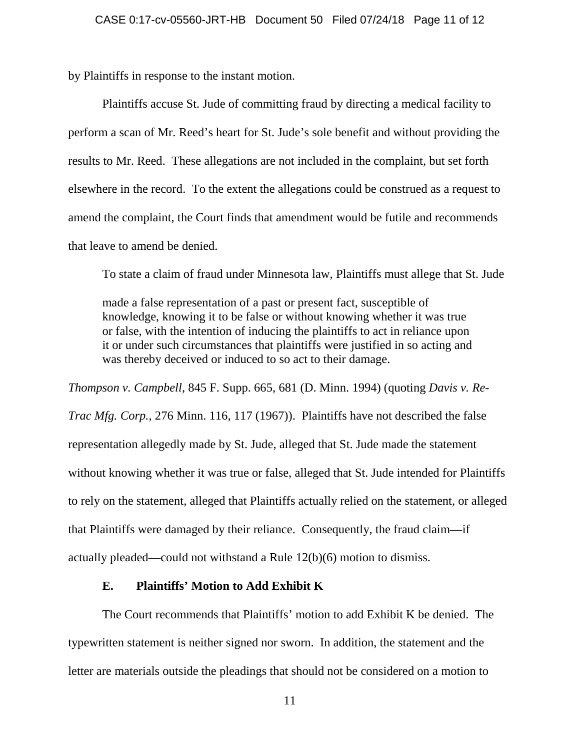by Plaintiffs in response to the instant motion.

Plaintiffs accuse St. Jude of committing fraud by directing a medical facility to perform a scan of Mr. Reed's heart for St. Jude's sole benefit and without providing the results to Mr. Reed. These allegations are not included in the complaint, but set forth elsewhere in the record. To the extent the allegations could be construed as a request to amend the complaint, the Court finds that amendment would be futile and recommends that leave to amend be denied.

To state a claim of fraud under Minnesota law, Plaintiffs must allege that St. Jude

> made a false representation of a past or present fact, susceptible of knowledge, knowing it to be false or without knowing whether it was true or false, with the intention of inducing the plaintiffs to act in reliance upon it or under such circumstances that plaintiffs were justified in so acting and was thereby deceived or induced to so act to their damage.

*Thompson v. Campbell*, 845 F. Supp. 665, 681 (D. Minn. 1994) (quoting *Davis v. Re-Trac Mfg. Corp.*, 276 Minn. 116, 117 (1967)). Plaintiffs have not described the false representation allegedly made by St. Jude, alleged that St. Jude made the statement without knowing whether it was true or false, alleged that St. Jude intended for Plaintiffs to rely on the statement, alleged that Plaintiffs actually relied on the statement, or alleged that Plaintiffs were damaged by their reliance. Consequently, the fraud claim—if actually pleaded—could not withstand a Rule 12(b)(6) motion to dismiss.

### E. Plaintiffs' Motion to Add Exhibit K

The Court recommends that Plaintiffs' motion to add Exhibit K be denied. The typewritten statement is neither signed nor sworn. In addition, the statement and the letter are materials outside the pleadings that should not be considered on a motion to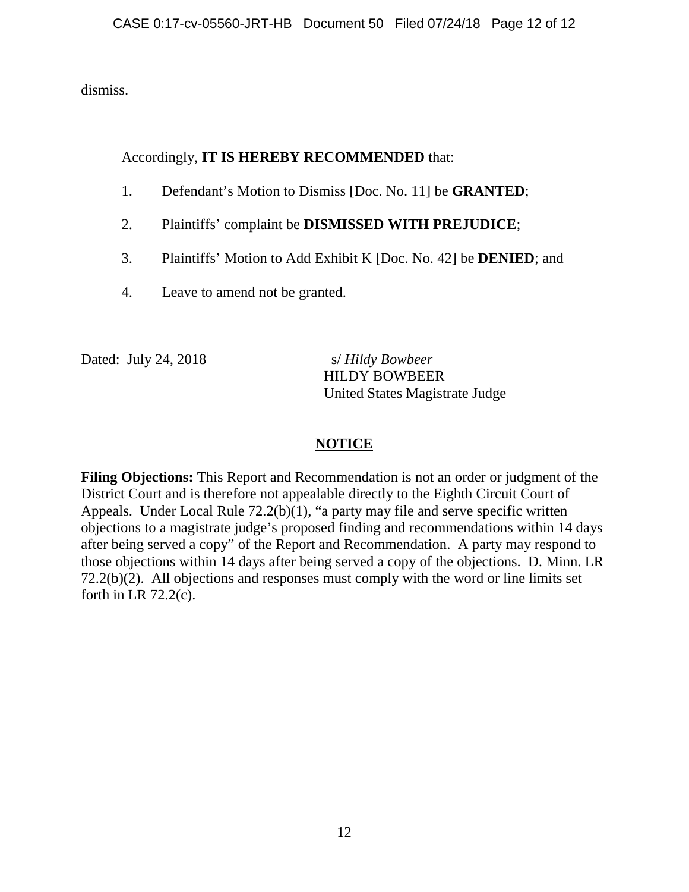dismiss.

Accordingly, **IT IS HEREBY RECOMMENDED** that:

1. Defendant's Motion to Dismiss [Doc. No. 11] be **GRANTED**;

2. Plaintiffs' complaint be **DISMISSED WITH PREJUDICE**;

3. Plaintiffs' Motion to Add Exhibit K [Doc. No. 42] be **DENIED**; and

4. Leave to amend not be granted.

Dated: July 24, 2018

s/ *Hildy Bowbeer*
HILDY BOWBEER
United States Magistrate Judge

## NOTICE

**Filing Objections:** This Report and Recommendation is not an order or judgment of the District Court and is therefore not appealable directly to the Eighth Circuit Court of Appeals. Under Local Rule 72.2(b)(1), "a party may file and serve specific written objections to a magistrate judge's proposed finding and recommendations within 14 days after being served a copy" of the Report and Recommendation. A party may respond to those objections within 14 days after being served a copy of the objections. D. Minn. LR 72.2(b)(2). All objections and responses must comply with the word or line limits set forth in LR 72.2(c).